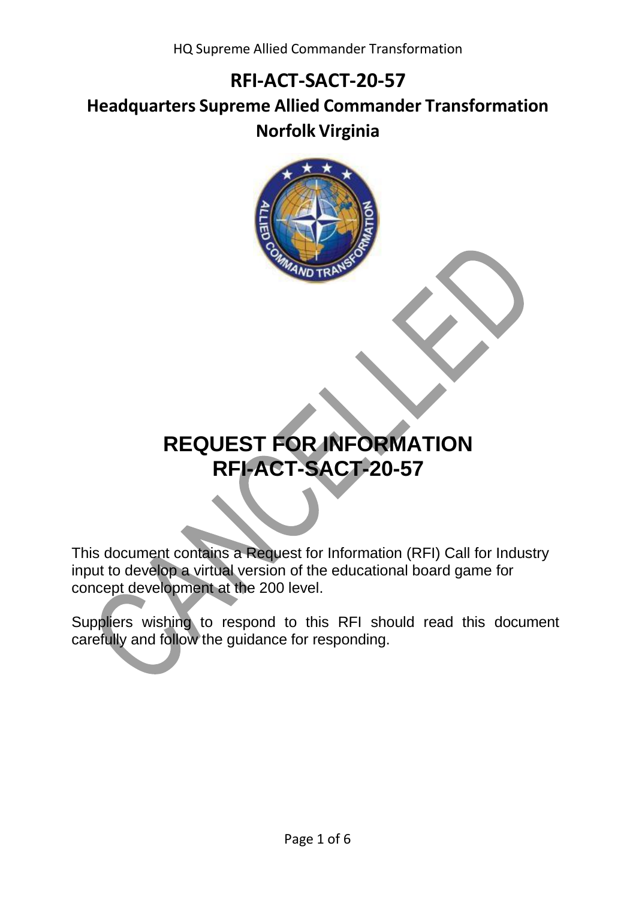# RFI-ACT-SACT-20-57

## Headquarters Supreme Allied Commander Transformation

## Norfolk Virginia

CANCELLED

# REQUEST FOR INFORMATION RFI-ACT-SACT-20-57

This document contains a Request for Information (RFI) Call for Industry input to develop a virtual version of the educational board game for concept development at the 200 level.

Suppliers wishing to respond to this RFI should read this document carefully and follow the guidance for responding.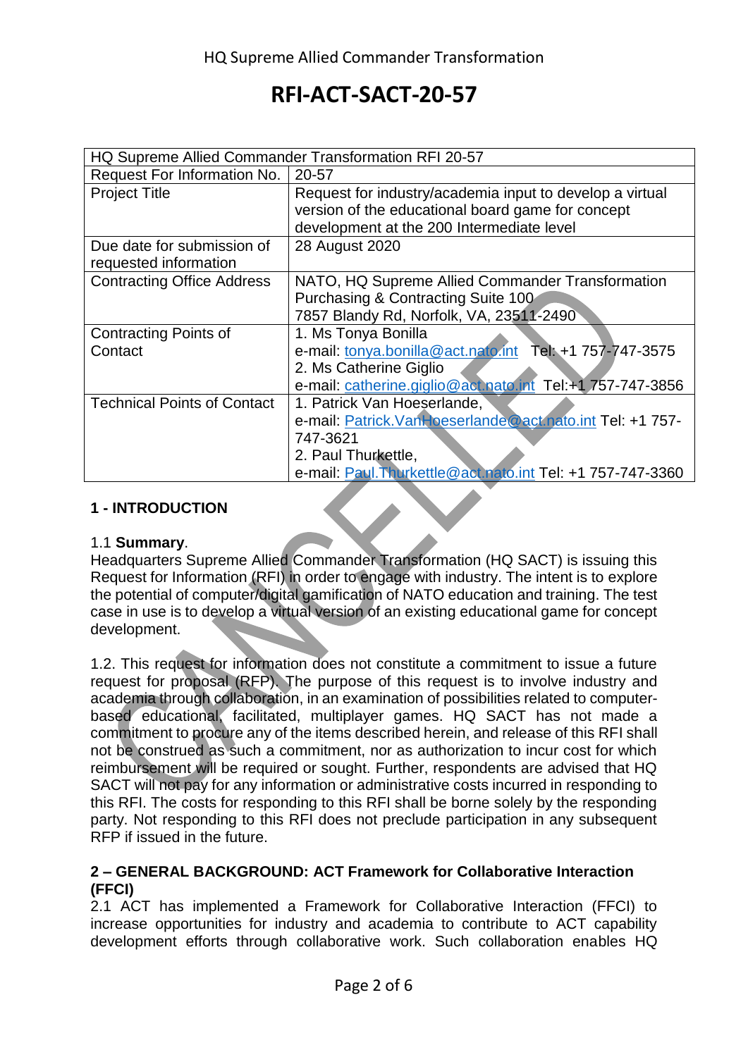HQ Supreme Allied Commander Transformation

# RFI-ACT-SACT-20-57

| HQ Supreme Allied Commander Transformation RFI 20-57 | |
|---|---|
| Request For Information No. | 20-57 |
| Project Title | Request for industry/academia input to develop a virtual version of the educational board game for concept development at the 200 Intermediate level |
| Due date for submission of requested information | 28 August 2020 |
| Contracting Office Address | NATO, HQ Supreme Allied Commander Transformation Purchasing & Contracting Suite 100 7857 Blandy Rd, Norfolk, VA, 23511-2490 |
| Contracting Points of Contact | 1. Ms Tonya Bonilla e-mail: tonya.bonilla@act.nato.int Tel: +1 757-747-3575 2. Ms Catherine Giglio e-mail: catherine.giglio@act.nato.int Tel:+1 757-747-3856 |
| Technical Points of Contact | 1. Patrick Van Hoeserlande, e-mail: Patrick.VanHoeserlande@act.nato.int Tel: +1 757-747-3621 2. Paul Thurkettle, e-mail: Paul.Thurkettle@act.nato.int Tel: +1 757-747-3360 |

## 1 - INTRODUCTION

1.1 **Summary**.
Headquarters Supreme Allied Commander Transformation (HQ SACT) is issuing this Request for Information (RFI) in order to engage with industry. The intent is to explore the potential of computer/digital gamification of NATO education and training. The test case in use is to develop a virtual version of an existing educational game for concept development.

1.2. This request for information does not constitute a commitment to issue a future request for proposal (RFP). The purpose of this request is to involve industry and academia through collaboration, in an examination of possibilities related to computer-based educational, facilitated, multiplayer games. HQ SACT has not made a commitment to procure any of the items described herein, and release of this RFI shall not be construed as such a commitment, nor as authorization to incur cost for which reimbursement will be required or sought. Further, respondents are advised that HQ SACT will not pay for any information or administrative costs incurred in responding to this RFI. The costs for responding to this RFI shall be borne solely by the responding party. Not responding to this RFI does not preclude participation in any subsequent RFP if issued in the future.

## 2 – GENERAL BACKGROUND: ACT Framework for Collaborative Interaction (FFCI)

2.1 ACT has implemented a Framework for Collaborative Interaction (FFCI) to increase opportunities for industry and academia to contribute to ACT capability development efforts through collaborative work. Such collaboration enables HQ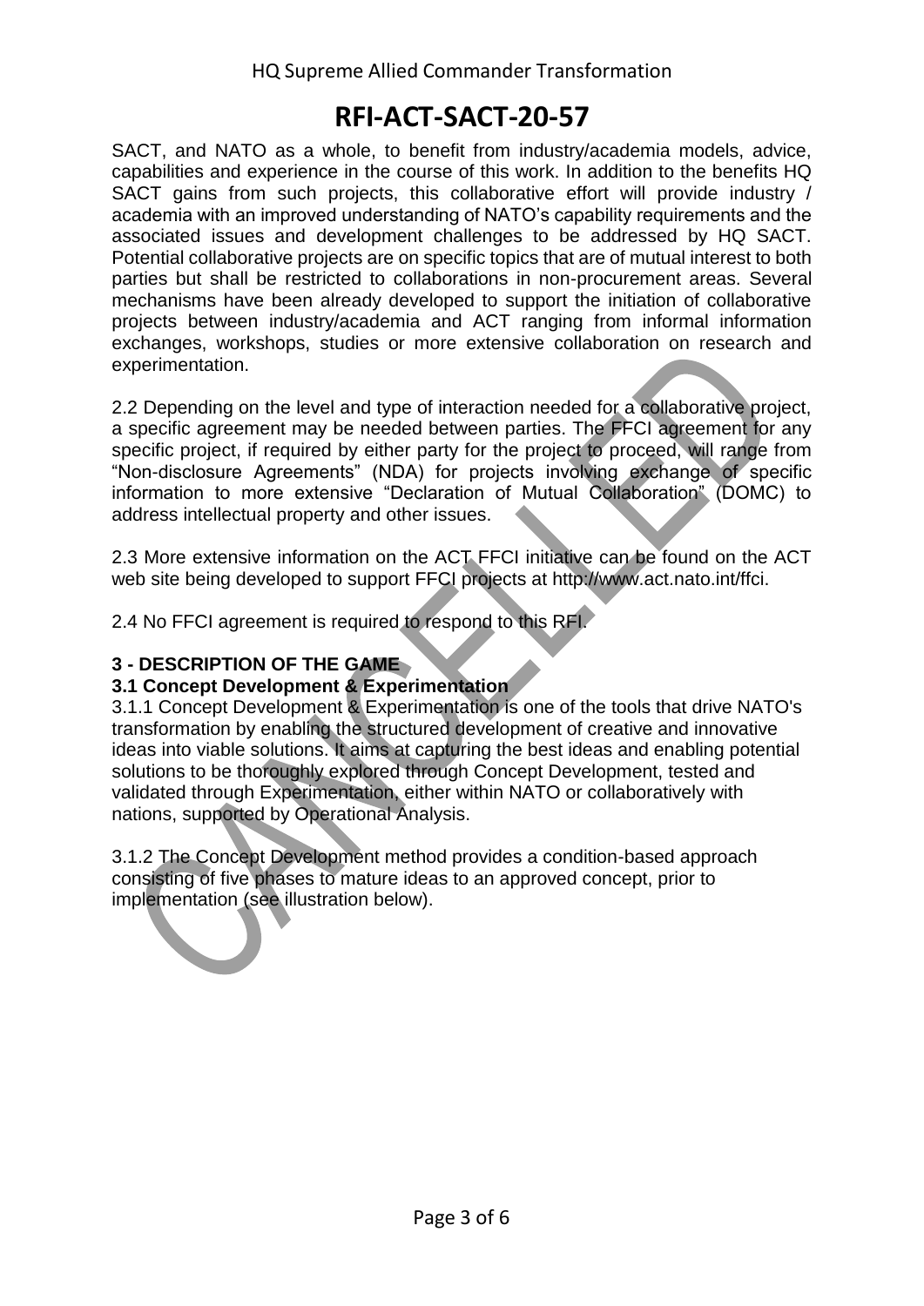SACT, and NATO as a whole, to benefit from industry/academia models, advice, capabilities and experience in the course of this work. In addition to the benefits HQ SACT gains from such projects, this collaborative effort will provide industry / academia with an improved understanding of NATO's capability requirements and the associated issues and development challenges to be addressed by HQ SACT. Potential collaborative projects are on specific topics that are of mutual interest to both parties but shall be restricted to collaborations in non-procurement areas. Several mechanisms have been already developed to support the initiation of collaborative projects between industry/academia and ACT ranging from informal information exchanges, workshops, studies or more extensive collaboration on research and experimentation.

2.2 Depending on the level and type of interaction needed for a collaborative project, a specific agreement may be needed between parties. The FFCI agreement for any specific project, if required by either party for the project to proceed, will range from "Non-disclosure Agreements" (NDA) for projects involving exchange of specific information to more extensive "Declaration of Mutual Collaboration" (DOMC) to address intellectual property and other issues.

2.3 More extensive information on the ACT FFCI initiative can be found on the ACT web site being developed to support FFCI projects at http://www.act.nato.int/ffci.

2.4 No FFCI agreement is required to respond to this RFI.

## 3 - DESCRIPTION OF THE GAME

### 3.1 Concept Development & Experimentation

3.1.1 Concept Development & Experimentation is one of the tools that drive NATO's transformation by enabling the structured development of creative and innovative ideas into viable solutions. It aims at capturing the best ideas and enabling potential solutions to be thoroughly explored through Concept Development, tested and validated through Experimentation, either within NATO or collaboratively with nations, supported by Operational Analysis.

3.1.2 The Concept Development method provides a condition-based approach consisting of five phases to mature ideas to an approved concept, prior to implementation (see illustration below).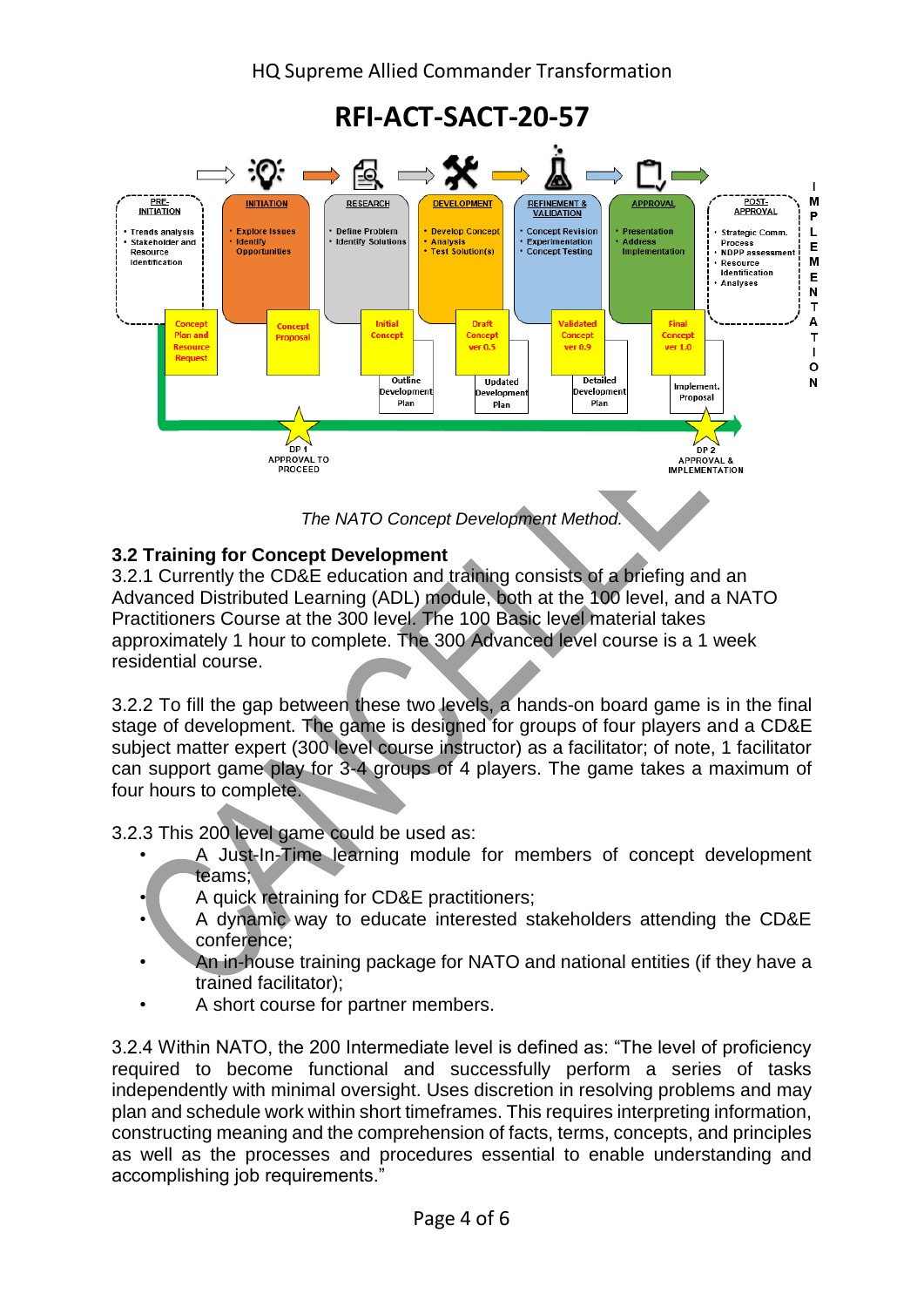# RFI-ACT-SACT-20-57

*The NATO Concept Development Method.*

## 3.2 Training for Concept Development

3.2.1 Currently the CD&E education and training consists of a briefing and an Advanced Distributed Learning (ADL) module, both at the 100 level, and a NATO Practitioners Course at the 300 level. The 100 Basic level material takes approximately 1 hour to complete. The 300 Advanced level course is a 1 week residential course.

3.2.2 To fill the gap between these two levels, a hands-on board game is in the final stage of development. The game is designed for groups of four players and a CD&E subject matter expert (300 level course instructor) as a facilitator; of note, 1 facilitator can support game play for 3-4 groups of 4 players. The game takes a maximum of four hours to complete.

3.2.3 This 200 level game could be used as:

- A Just-In-Time learning module for members of concept development teams;
- A quick retraining for CD&E practitioners;
- A dynamic way to educate interested stakeholders attending the CD&E conference;
- An in-house training package for NATO and national entities (if they have a trained facilitator);
- A short course for partner members.

3.2.4 Within NATO, the 200 Intermediate level is defined as: "The level of proficiency required to become functional and successfully perform a series of tasks independently with minimal oversight. Uses discretion in resolving problems and may plan and schedule work within short timeframes. This requires interpreting information, constructing meaning and the comprehension of facts, terms, concepts, and principles as well as the processes and procedures essential to enable understanding and accomplishing job requirements."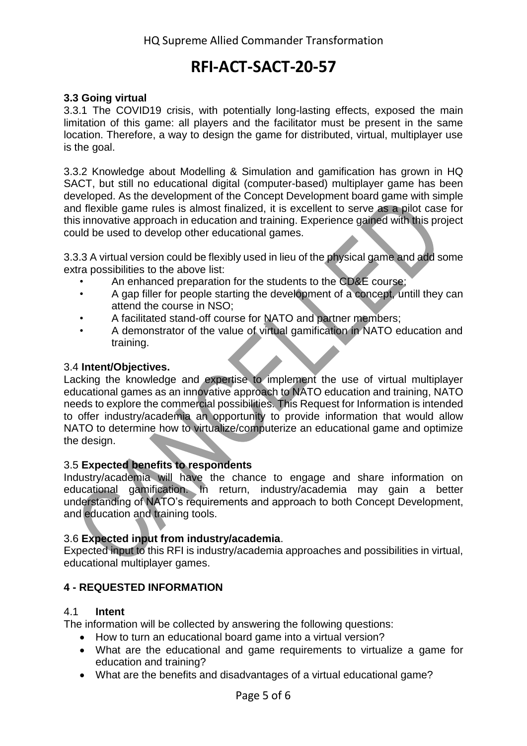### 3.3 Going virtual

3.3.1 The COVID19 crisis, with potentially long-lasting effects, exposed the main limitation of this game: all players and the facilitator must be present in the same location. Therefore, a way to design the game for distributed, virtual, multiplayer use is the goal.

3.3.2 Knowledge about Modelling & Simulation and gamification has grown in HQ SACT, but still no educational digital (computer-based) multiplayer game has been developed. As the development of the Concept Development board game with simple and flexible game rules is almost finalized, it is excellent to serve as a pilot case for this innovative approach in education and training. Experience gained with this project could be used to develop other educational games.

3.3.3 A virtual version could be flexibly used in lieu of the physical game and add some extra possibilities to the above list:

- An enhanced preparation for the students to the CD&E course;
- A gap filler for people starting the development of a concept, untill they can attend the course in NSO;
- A facilitated stand-off course for NATO and partner members;
- A demonstrator of the value of virtual gamification in NATO education and training.

### 3.4 **Intent/Objectives.**

Lacking the knowledge and expertise to implement the use of virtual multiplayer educational games as an innovative approach to NATO education and training, NATO needs to explore the commercial possibilities. This Request for Information is intended to offer industry/academia an opportunity to provide information that would allow NATO to determine how to virtualize/computerize an educational game and optimize the design.

### 3.5 **Expected benefits to respondents**

Industry/academia will have the chance to engage and share information on educational gamification. In return, industry/academia may gain a better understanding of NATO's requirements and approach to both Concept Development, and education and training tools.

### 3.6 **Expected input from industry/academia**.

Expected input to this RFI is industry/academia approaches and possibilities in virtual, educational multiplayer games.

## 4 - REQUESTED INFORMATION

### 4.1 **Intent**

The information will be collected by answering the following questions:

- How to turn an educational board game into a virtual version?
- What are the educational and game requirements to virtualize a game for education and training?
- What are the benefits and disadvantages of a virtual educational game?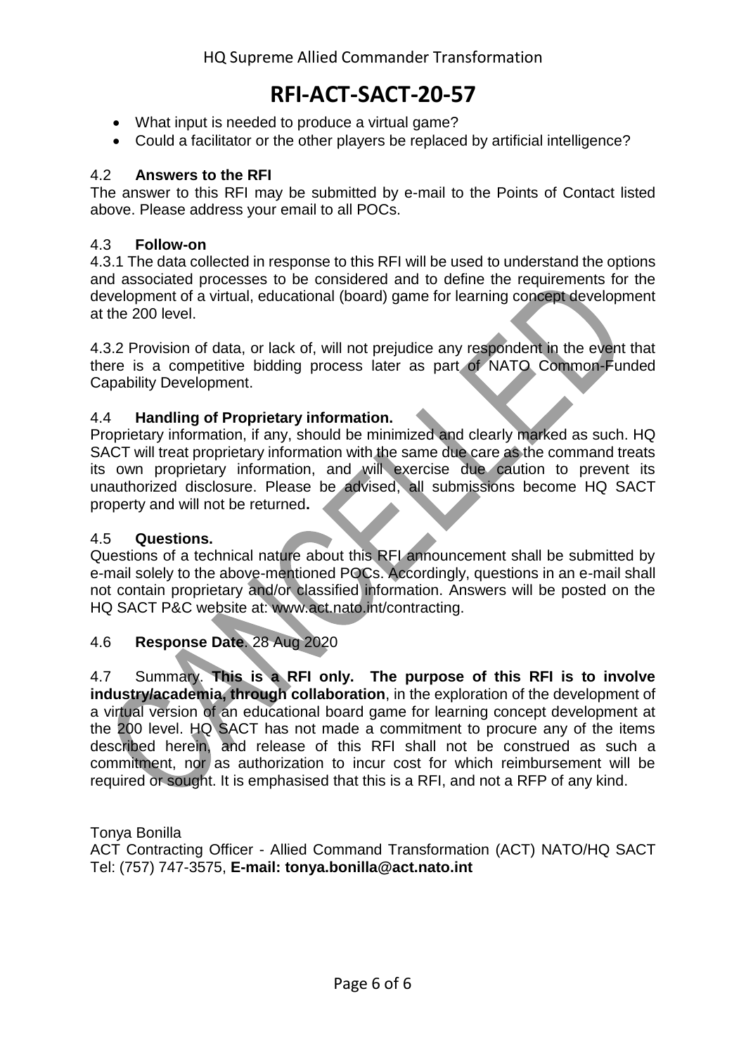- What input is needed to produce a virtual game?
- Could a facilitator or the other players be replaced by artificial intelligence?

### 4.2 **Answers to the RFI**

The answer to this RFI may be submitted by e-mail to the Points of Contact listed above. Please address your email to all POCs.

### 4.3 **Follow-on**

4.3.1 The data collected in response to this RFI will be used to understand the options and associated processes to be considered and to define the requirements for the development of a virtual, educational (board) game for learning concept development at the 200 level.

4.3.2 Provision of data, or lack of, will not prejudice any respondent in the event that there is a competitive bidding process later as part of NATO Common-Funded Capability Development.

### 4.4 **Handling of Proprietary information.**

Proprietary information, if any, should be minimized and clearly marked as such. HQ SACT will treat proprietary information with the same due care as the command treats its own proprietary information, and will exercise due caution to prevent its unauthorized disclosure. Please be advised, all submissions become HQ SACT property and will not be returned**.**

### 4.5 **Questions.**

Questions of a technical nature about this RFI announcement shall be submitted by e-mail solely to the above-mentioned POCs. Accordingly, questions in an e-mail shall not contain proprietary and/or classified information. Answers will be posted on the HQ SACT P&C website at: www.act.nato.int/contracting.

### 4.6 **Response Date**. 28 Aug 2020

4.7 Summary. **This is a RFI only. The purpose of this RFI is to involve industry/academia, through collaboration**, in the exploration of the development of a virtual version of an educational board game for learning concept development at the 200 level. HQ SACT has not made a commitment to procure any of the items described herein, and release of this RFI shall not be construed as such a commitment, nor as authorization to incur cost for which reimbursement will be required or sought. It is emphasised that this is a RFI, and not a RFP of any kind.

Tonya Bonilla
ACT Contracting Officer - Allied Command Transformation (ACT) NATO/HQ SACT
Tel: (757) 747-3575, **E-mail: tonya.bonilla@act.nato.int**

CANCELLED